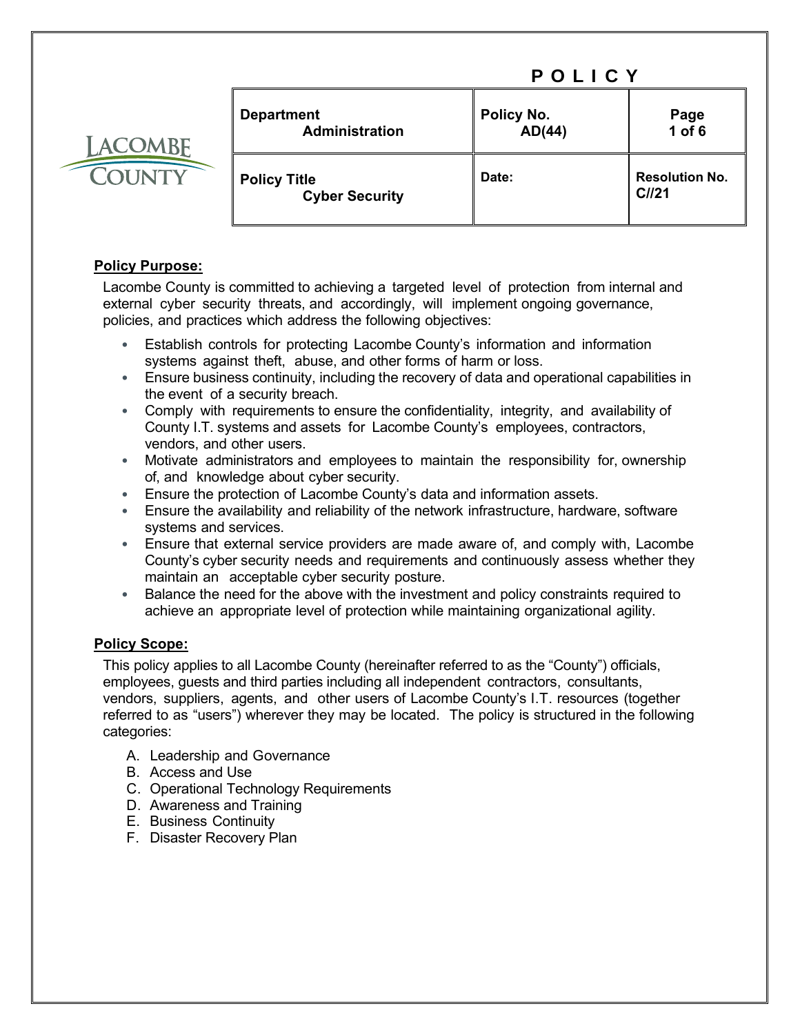# P O L I C Y

| Department<br>Administration | Policy No.<br>AD(44) | Page<br>1 of 6 |
|---|---|---|
| Policy Title<br>Cyber Security | Date: | Resolution No.<br>C//21 |

**Policy Purpose:**

Lacombe County is committed to achieving a targeted level of protection from internal and external cyber security threats, and accordingly, will implement ongoing governance, policies, and practices which address the following objectives:

- Establish controls for protecting Lacombe County's information and information systems against theft, abuse, and other forms of harm or loss.
- Ensure business continuity, including the recovery of data and operational capabilities in the event of a security breach.
- Comply with requirements to ensure the confidentiality, integrity, and availability of County I.T. systems and assets for Lacombe County's employees, contractors, vendors, and other users.
- Motivate administrators and employees to maintain the responsibility for, ownership of, and knowledge about cyber security.
- Ensure the protection of Lacombe County's data and information assets.
- Ensure the availability and reliability of the network infrastructure, hardware, software systems and services.
- Ensure that external service providers are made aware of, and comply with, Lacombe County's cyber security needs and requirements and continuously assess whether they maintain an acceptable cyber security posture.
- Balance the need for the above with the investment and policy constraints required to achieve an appropriate level of protection while maintaining organizational agility.

**Policy Scope:**

This policy applies to all Lacombe County (hereinafter referred to as the "County") officials, employees, guests and third parties including all independent contractors, consultants, vendors, suppliers, agents, and other users of Lacombe County's I.T. resources (together referred to as "users") wherever they may be located. The policy is structured in the following categories:

A. Leadership and Governance
B. Access and Use
C. Operational Technology Requirements
D. Awareness and Training
E. Business Continuity
F. Disaster Recovery Plan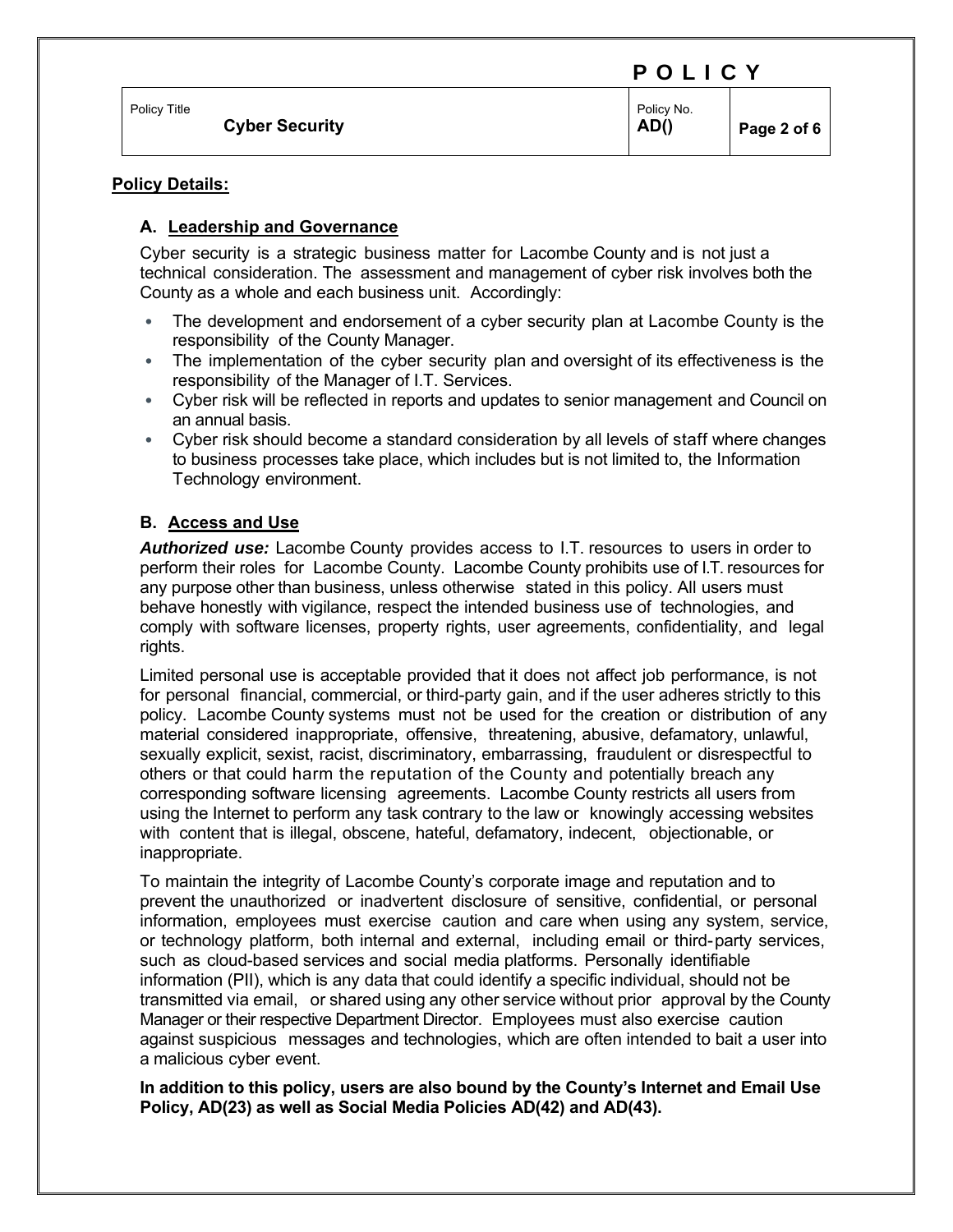**Policy Details:**

### A. Leadership and Governance

Cyber security is a strategic business matter for Lacombe County and is not just a technical consideration. The assessment and management of cyber risk involves both the County as a whole and each business unit. Accordingly:

- The development and endorsement of a cyber security plan at Lacombe County is the responsibility of the County Manager.
- The implementation of the cyber security plan and oversight of its effectiveness is the responsibility of the Manager of I.T. Services.
- Cyber risk will be reflected in reports and updates to senior management and Council on an annual basis.
- Cyber risk should become a standard consideration by all levels of staff where changes to business processes take place, which includes but is not limited to, the Information Technology environment.

### B. Access and Use

***Authorized use:*** Lacombe County provides access to I.T. resources to users in order to perform their roles for Lacombe County. Lacombe County prohibits use of I.T. resources for any purpose other than business, unless otherwise stated in this policy. All users must behave honestly with vigilance, respect the intended business use of technologies, and comply with software licenses, property rights, user agreements, confidentiality, and legal rights.

Limited personal use is acceptable provided that it does not affect job performance, is not for personal financial, commercial, or third-party gain, and if the user adheres strictly to this policy. Lacombe County systems must not be used for the creation or distribution of any material considered inappropriate, offensive, threatening, abusive, defamatory, unlawful, sexually explicit, sexist, racist, discriminatory, embarrassing, fraudulent or disrespectful to others or that could harm the reputation of the County and potentially breach any corresponding software licensing agreements. Lacombe County restricts all users from using the Internet to perform any task contrary to the law or knowingly accessing websites with content that is illegal, obscene, hateful, defamatory, indecent, objectionable, or inappropriate.

To maintain the integrity of Lacombe County's corporate image and reputation and to prevent the unauthorized or inadvertent disclosure of sensitive, confidential, or personal information, employees must exercise caution and care when using any system, service, or technology platform, both internal and external, including email or third-party services, such as cloud-based services and social media platforms. Personally identifiable information (PII), which is any data that could identify a specific individual, should not be transmitted via email, or shared using any other service without prior approval by the County Manager or their respective Department Director. Employees must also exercise caution against suspicious messages and technologies, which are often intended to bait a user into a malicious cyber event.

**In addition to this policy, users are also bound by the County's Internet and Email Use Policy, AD(23) as well as Social Media Policies AD(42) and AD(43).**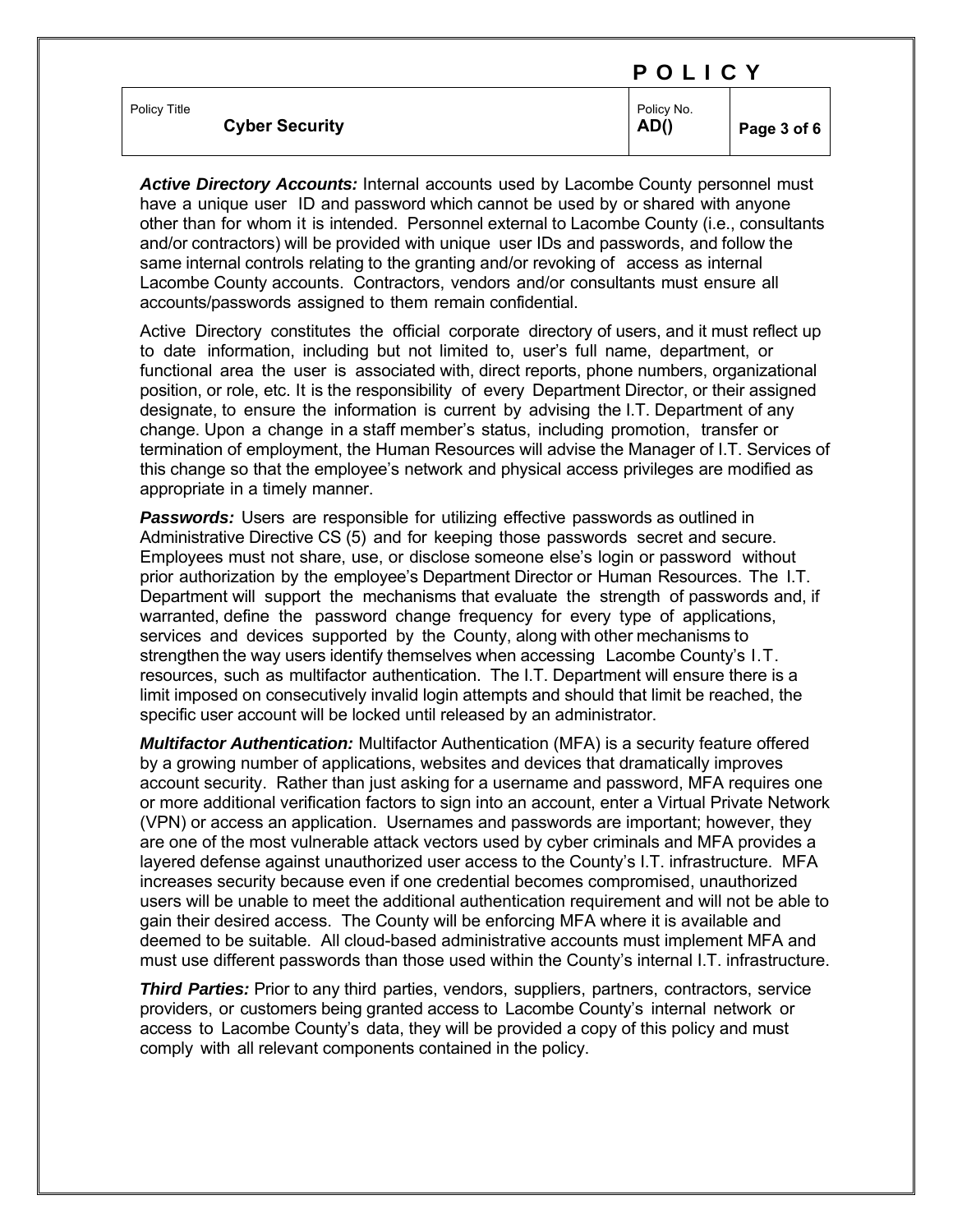***Active Directory Accounts:*** Internal accounts used by Lacombe County personnel must have a unique user ID and password which cannot be used by or shared with anyone other than for whom it is intended. Personnel external to Lacombe County (i.e., consultants and/or contractors) will be provided with unique user IDs and passwords, and follow the same internal controls relating to the granting and/or revoking of access as internal Lacombe County accounts. Contractors, vendors and/or consultants must ensure all accounts/passwords assigned to them remain confidential.

Active Directory constitutes the official corporate directory of users, and it must reflect up to date information, including but not limited to, user's full name, department, or functional area the user is associated with, direct reports, phone numbers, organizational position, or role, etc. It is the responsibility of every Department Director, or their assigned designate, to ensure the information is current by advising the I.T. Department of any change. Upon a change in a staff member's status, including promotion, transfer or termination of employment, the Human Resources will advise the Manager of I.T. Services of this change so that the employee's network and physical access privileges are modified as appropriate in a timely manner.

***Passwords:*** Users are responsible for utilizing effective passwords as outlined in Administrative Directive CS (5) and for keeping those passwords secret and secure. Employees must not share, use, or disclose someone else's login or password without prior authorization by the employee's Department Director or Human Resources. The I.T. Department will support the mechanisms that evaluate the strength of passwords and, if warranted, define the password change frequency for every type of applications, services and devices supported by the County, along with other mechanisms to strengthen the way users identify themselves when accessing Lacombe County's I.T. resources, such as multifactor authentication. The I.T. Department will ensure there is a limit imposed on consecutively invalid login attempts and should that limit be reached, the specific user account will be locked until released by an administrator.

***Multifactor Authentication:*** Multifactor Authentication (MFA) is a security feature offered by a growing number of applications, websites and devices that dramatically improves account security. Rather than just asking for a username and password, MFA requires one or more additional verification factors to sign into an account, enter a Virtual Private Network (VPN) or access an application. Usernames and passwords are important; however, they are one of the most vulnerable attack vectors used by cyber criminals and MFA provides a layered defense against unauthorized user access to the County's I.T. infrastructure. MFA increases security because even if one credential becomes compromised, unauthorized users will be unable to meet the additional authentication requirement and will not be able to gain their desired access. The County will be enforcing MFA where it is available and deemed to be suitable. All cloud-based administrative accounts must implement MFA and must use different passwords than those used within the County's internal I.T. infrastructure.

***Third Parties:*** Prior to any third parties, vendors, suppliers, partners, contractors, service providers, or customers being granted access to Lacombe County's internal network or access to Lacombe County's data, they will be provided a copy of this policy and must comply with all relevant components contained in the policy.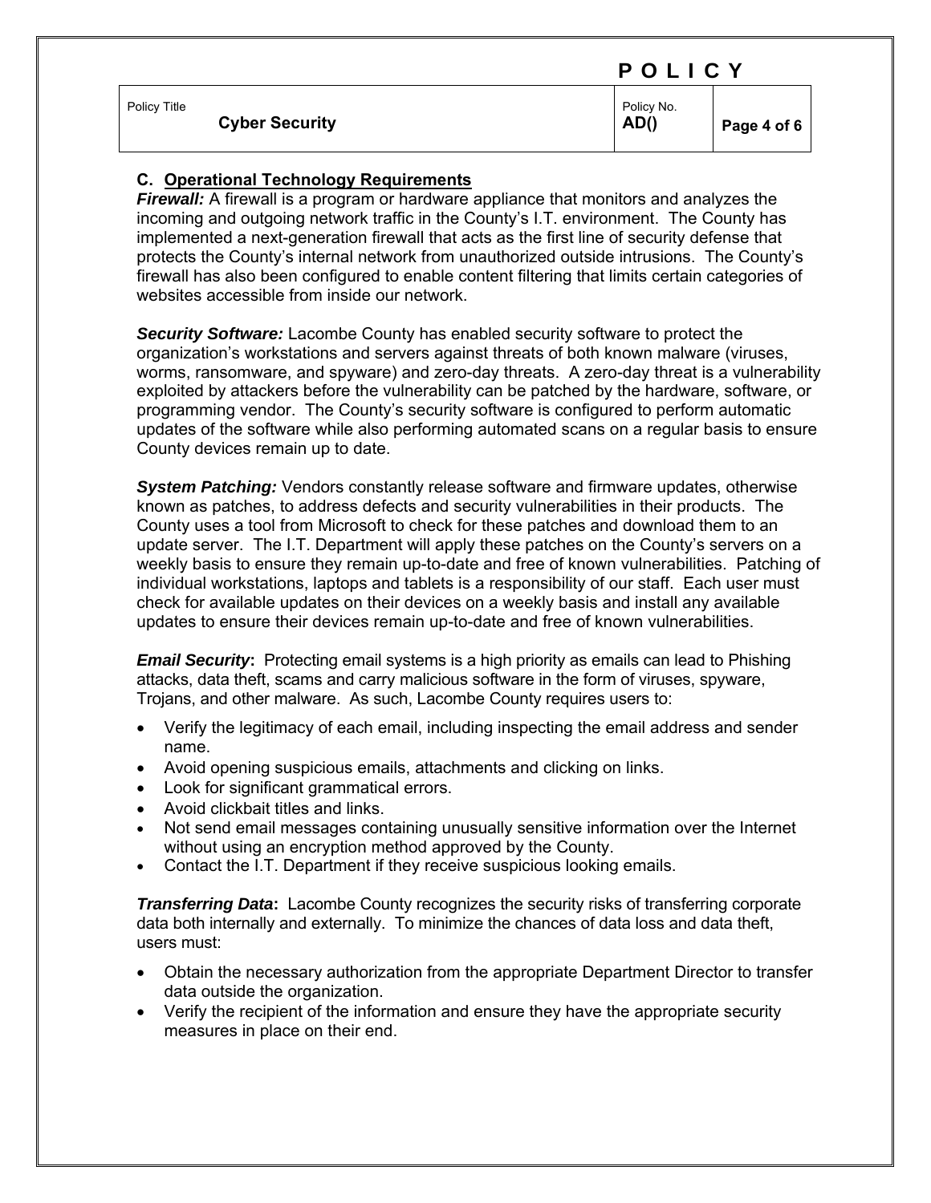## C. Operational Technology Requirements

***Firewall:*** A firewall is a program or hardware appliance that monitors and analyzes the incoming and outgoing network traffic in the County's I.T. environment. The County has implemented a next-generation firewall that acts as the first line of security defense that protects the County's internal network from unauthorized outside intrusions. The County's firewall has also been configured to enable content filtering that limits certain categories of websites accessible from inside our network.

***Security Software:*** Lacombe County has enabled security software to protect the organization's workstations and servers against threats of both known malware (viruses, worms, ransomware, and spyware) and zero-day threats. A zero-day threat is a vulnerability exploited by attackers before the vulnerability can be patched by the hardware, software, or programming vendor. The County's security software is configured to perform automatic updates of the software while also performing automated scans on a regular basis to ensure County devices remain up to date.

***System Patching:*** Vendors constantly release software and firmware updates, otherwise known as patches, to address defects and security vulnerabilities in their products. The County uses a tool from Microsoft to check for these patches and download them to an update server. The I.T. Department will apply these patches on the County's servers on a weekly basis to ensure they remain up-to-date and free of known vulnerabilities. Patching of individual workstations, laptops and tablets is a responsibility of our staff. Each user must check for available updates on their devices on a weekly basis and install any available updates to ensure their devices remain up-to-date and free of known vulnerabilities.

***Email Security*:** Protecting email systems is a high priority as emails can lead to Phishing attacks, data theft, scams and carry malicious software in the form of viruses, spyware, Trojans, and other malware. As such, Lacombe County requires users to:

- Verify the legitimacy of each email, including inspecting the email address and sender name.
- Avoid opening suspicious emails, attachments and clicking on links.
- Look for significant grammatical errors.
- Avoid clickbait titles and links.
- Not send email messages containing unusually sensitive information over the Internet without using an encryption method approved by the County.
- Contact the I.T. Department if they receive suspicious looking emails.

***Transferring Data*:** Lacombe County recognizes the security risks of transferring corporate data both internally and externally. To minimize the chances of data loss and data theft, users must:

- Obtain the necessary authorization from the appropriate Department Director to transfer data outside the organization.
- Verify the recipient of the information and ensure they have the appropriate security measures in place on their end.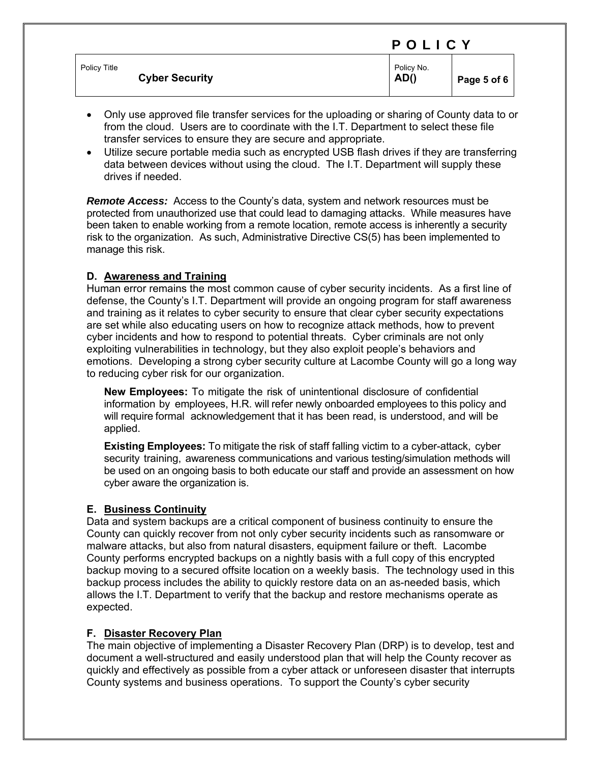- Only use approved file transfer services for the uploading or sharing of County data to or from the cloud. Users are to coordinate with the I.T. Department to select these file transfer services to ensure they are secure and appropriate.
- Utilize secure portable media such as encrypted USB flash drives if they are transferring data between devices without using the cloud. The I.T. Department will supply these drives if needed.

***Remote Access:*** Access to the County's data, system and network resources must be protected from unauthorized use that could lead to damaging attacks. While measures have been taken to enable working from a remote location, remote access is inherently a security risk to the organization. As such, Administrative Directive CS(5) has been implemented to manage this risk.

### D. Awareness and Training

Human error remains the most common cause of cyber security incidents. As a first line of defense, the County's I.T. Department will provide an ongoing program for staff awareness and training as it relates to cyber security to ensure that clear cyber security expectations are set while also educating users on how to recognize attack methods, how to prevent cyber incidents and how to respond to potential threats. Cyber criminals are not only exploiting vulnerabilities in technology, but they also exploit people's behaviors and emotions. Developing a strong cyber security culture at Lacombe County will go a long way to reducing cyber risk for our organization.

**New Employees:** To mitigate the risk of unintentional disclosure of confidential information by employees, H.R. will refer newly onboarded employees to this policy and will require formal acknowledgement that it has been read, is understood, and will be applied.

**Existing Employees:** To mitigate the risk of staff falling victim to a cyber-attack, cyber security training, awareness communications and various testing/simulation methods will be used on an ongoing basis to both educate our staff and provide an assessment on how cyber aware the organization is.

### E. Business Continuity

Data and system backups are a critical component of business continuity to ensure the County can quickly recover from not only cyber security incidents such as ransomware or malware attacks, but also from natural disasters, equipment failure or theft. Lacombe County performs encrypted backups on a nightly basis with a full copy of this encrypted backup moving to a secured offsite location on a weekly basis. The technology used in this backup process includes the ability to quickly restore data on an as-needed basis, which allows the I.T. Department to verify that the backup and restore mechanisms operate as expected.

### F. Disaster Recovery Plan

The main objective of implementing a Disaster Recovery Plan (DRP) is to develop, test and document a well-structured and easily understood plan that will help the County recover as quickly and effectively as possible from a cyber attack or unforeseen disaster that interrupts County systems and business operations. To support the County's cyber security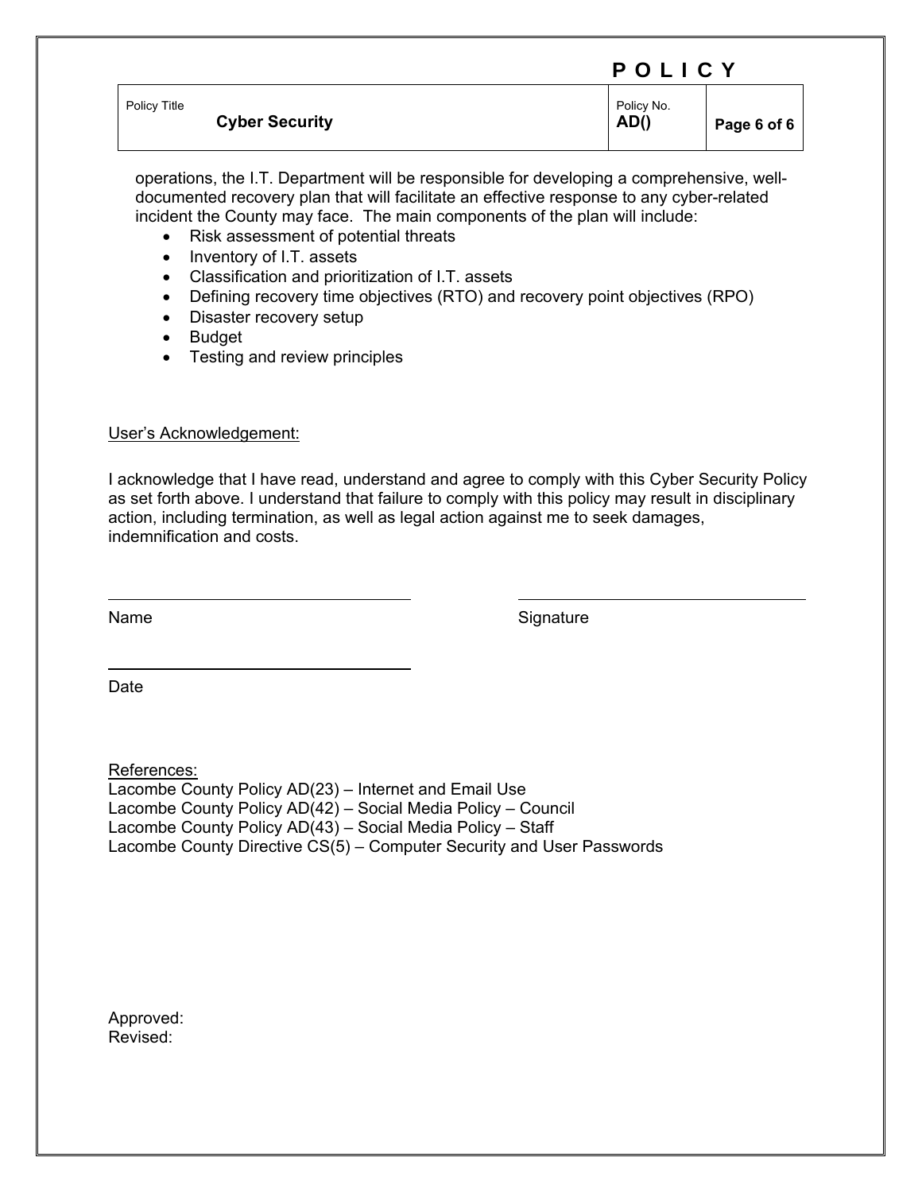operations, the I.T. Department will be responsible for developing a comprehensive, well-documented recovery plan that will facilitate an effective response to any cyber-related incident the County may face. The main components of the plan will include:

- Risk assessment of potential threats
- Inventory of I.T. assets
- Classification and prioritization of I.T. assets
- Defining recovery time objectives (RTO) and recovery point objectives (RPO)
- Disaster recovery setup
- Budget
- Testing and review principles

<u>User's Acknowledgement:</u>

I acknowledge that I have read, understand and agree to comply with this Cyber Security Policy as set forth above. I understand that failure to comply with this policy may result in disciplinary action, including termination, as well as legal action against me to seek damages, indemnification and costs.

\_\_\_\_\_\_\_\_\_\_\_\_\_\_\_\_\_\_\_\_\_\_\_\_\_\_\_\_\_\_ \_\_\_\_\_\_\_\_\_\_\_\_\_\_\_\_\_\_\_\_\_\_\_\_\_\_\_\_\_\_

Name Signature

\_\_\_\_\_\_\_\_\_\_\_\_\_\_\_\_\_\_\_\_\_\_\_\_\_\_\_\_\_\_

Date

<u>References:</u>

Lacombe County Policy AD(23) – Internet and Email Use
Lacombe County Policy AD(42) – Social Media Policy – Council
Lacombe County Policy AD(43) – Social Media Policy – Staff
Lacombe County Directive CS(5) – Computer Security and User Passwords

Approved:
Revised: